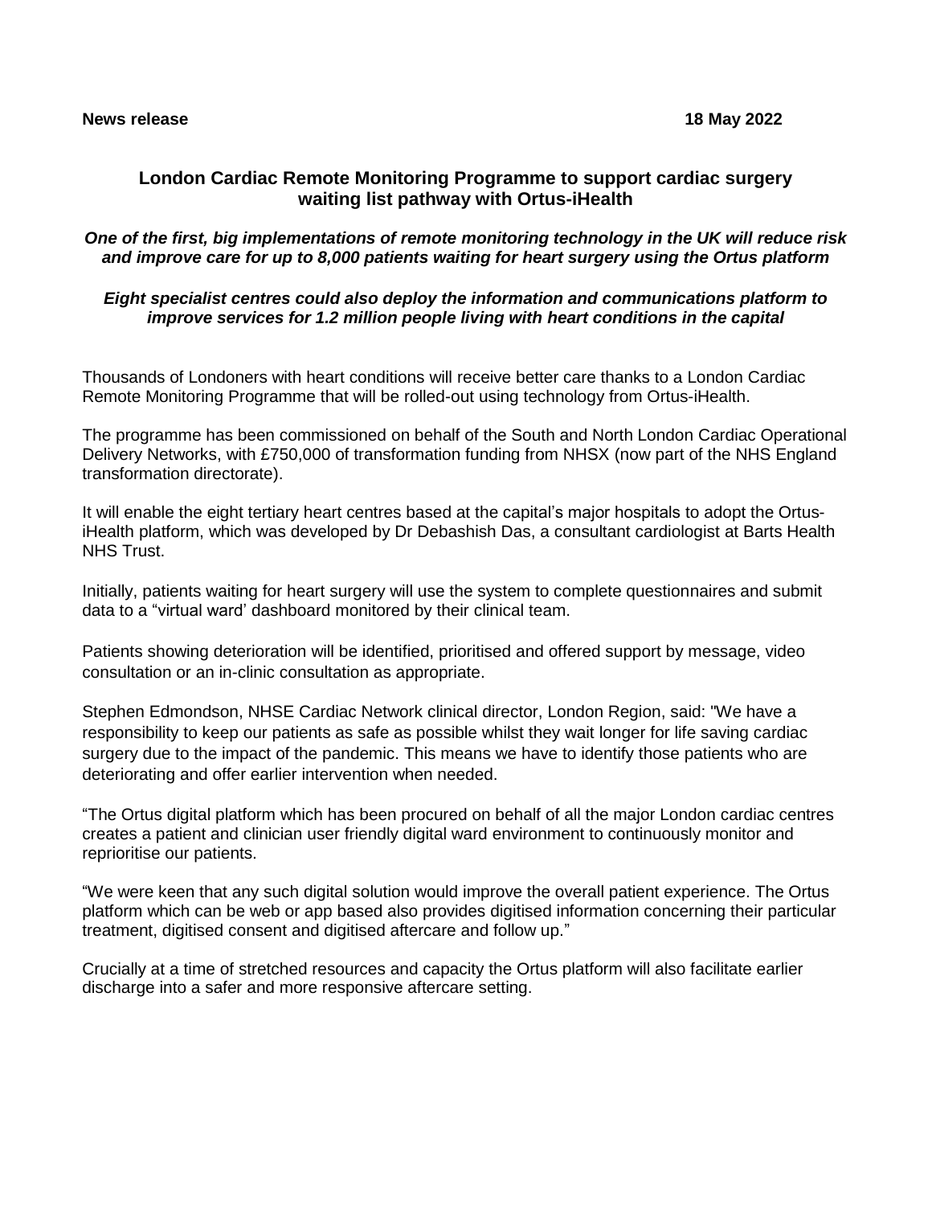**News release** **18 May 2022**

## London Cardiac Remote Monitoring Programme to support cardiac surgery waiting list pathway with Ortus-iHealth

***One of the first, big implementations of remote monitoring technology in the UK will reduce risk and improve care for up to 8,000 patients waiting for heart surgery using the Ortus platform***

***Eight specialist centres could also deploy the information and communications platform to improve services for 1.2 million people living with heart conditions in the capital***

Thousands of Londoners with heart conditions will receive better care thanks to a London Cardiac Remote Monitoring Programme that will be rolled-out using technology from Ortus-iHealth.

The programme has been commissioned on behalf of the South and North London Cardiac Operational Delivery Networks, with £750,000 of transformation funding from NHSX (now part of the NHS England transformation directorate).

It will enable the eight tertiary heart centres based at the capital's major hospitals to adopt the Ortus-iHealth platform, which was developed by Dr Debashish Das, a consultant cardiologist at Barts Health NHS Trust.

Initially, patients waiting for heart surgery will use the system to complete questionnaires and submit data to a "virtual ward' dashboard monitored by their clinical team.

Patients showing deterioration will be identified, prioritised and offered support by message, video consultation or an in-clinic consultation as appropriate.

Stephen Edmondson, NHSE Cardiac Network clinical director, London Region, said: "We have a responsibility to keep our patients as safe as possible whilst they wait longer for life saving cardiac surgery due to the impact of the pandemic. This means we have to identify those patients who are deteriorating and offer earlier intervention when needed.

"The Ortus digital platform which has been procured on behalf of all the major London cardiac centres creates a patient and clinician user friendly digital ward environment to continuously monitor and reprioritise our patients.

"We were keen that any such digital solution would improve the overall patient experience. The Ortus platform which can be web or app based also provides digitised information concerning their particular treatment, digitised consent and digitised aftercare and follow up."

Crucially at a time of stretched resources and capacity the Ortus platform will also facilitate earlier discharge into a safer and more responsive aftercare setting.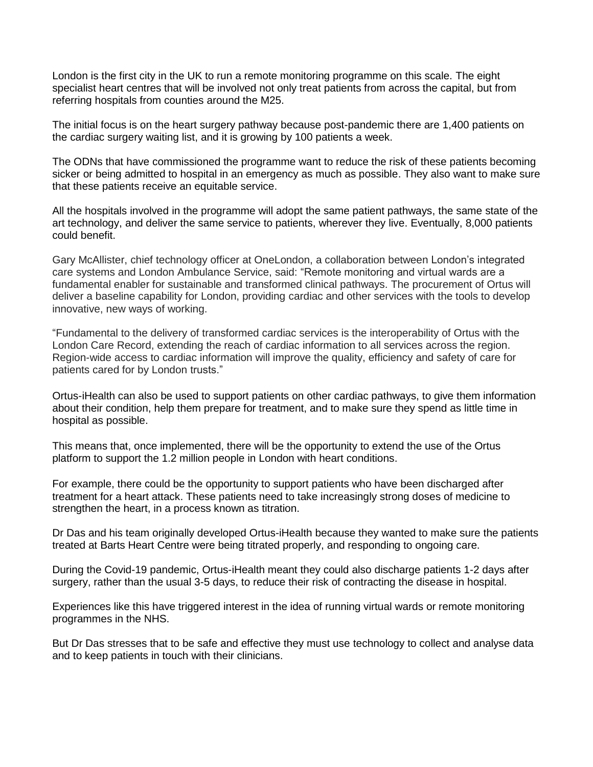London is the first city in the UK to run a remote monitoring programme on this scale. The eight specialist heart centres that will be involved not only treat patients from across the capital, but from referring hospitals from counties around the M25.

The initial focus is on the heart surgery pathway because post-pandemic there are 1,400 patients on the cardiac surgery waiting list, and it is growing by 100 patients a week.

The ODNs that have commissioned the programme want to reduce the risk of these patients becoming sicker or being admitted to hospital in an emergency as much as possible. They also want to make sure that these patients receive an equitable service.

All the hospitals involved in the programme will adopt the same patient pathways, the same state of the art technology, and deliver the same service to patients, wherever they live. Eventually, 8,000 patients could benefit.

Gary McAllister, chief technology officer at OneLondon, a collaboration between London's integrated care systems and London Ambulance Service, said: "Remote monitoring and virtual wards are a fundamental enabler for sustainable and transformed clinical pathways. The procurement of Ortus will deliver a baseline capability for London, providing cardiac and other services with the tools to develop innovative, new ways of working.

"Fundamental to the delivery of transformed cardiac services is the interoperability of Ortus with the London Care Record, extending the reach of cardiac information to all services across the region. Region-wide access to cardiac information will improve the quality, efficiency and safety of care for patients cared for by London trusts."

Ortus-iHealth can also be used to support patients on other cardiac pathways, to give them information about their condition, help them prepare for treatment, and to make sure they spend as little time in hospital as possible.

This means that, once implemented, there will be the opportunity to extend the use of the Ortus platform to support the 1.2 million people in London with heart conditions.

For example, there could be the opportunity to support patients who have been discharged after treatment for a heart attack. These patients need to take increasingly strong doses of medicine to strengthen the heart, in a process known as titration.

Dr Das and his team originally developed Ortus-iHealth because they wanted to make sure the patients treated at Barts Heart Centre were being titrated properly, and responding to ongoing care.

During the Covid-19 pandemic, Ortus-iHealth meant they could also discharge patients 1-2 days after surgery, rather than the usual 3-5 days, to reduce their risk of contracting the disease in hospital.

Experiences like this have triggered interest in the idea of running virtual wards or remote monitoring programmes in the NHS.

But Dr Das stresses that to be safe and effective they must use technology to collect and analyse data and to keep patients in touch with their clinicians.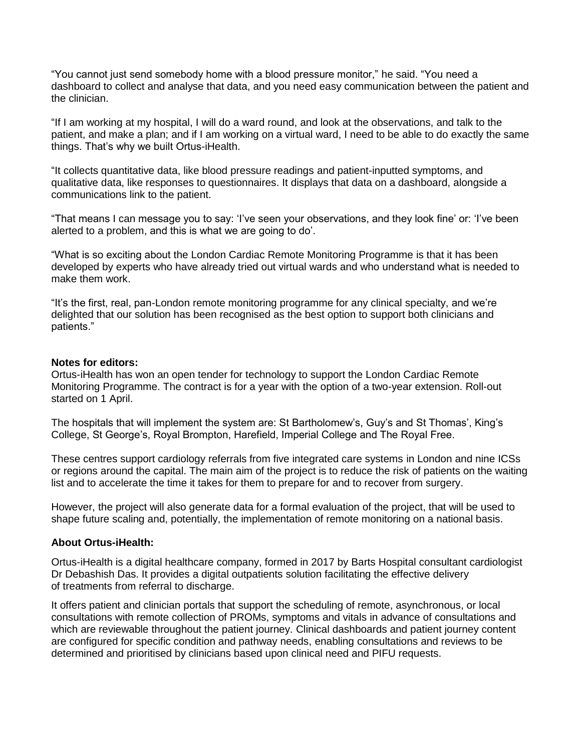"You cannot just send somebody home with a blood pressure monitor," he said. "You need a dashboard to collect and analyse that data, and you need easy communication between the patient and the clinician.

"If I am working at my hospital, I will do a ward round, and look at the observations, and talk to the patient, and make a plan; and if I am working on a virtual ward, I need to be able to do exactly the same things. That's why we built Ortus-iHealth.

"It collects quantitative data, like blood pressure readings and patient-inputted symptoms, and qualitative data, like responses to questionnaires. It displays that data on a dashboard, alongside a communications link to the patient.

"That means I can message you to say: 'I've seen your observations, and they look fine' or: 'I've been alerted to a problem, and this is what we are going to do'.

"What is so exciting about the London Cardiac Remote Monitoring Programme is that it has been developed by experts who have already tried out virtual wards and who understand what is needed to make them work.

"It's the first, real, pan-London remote monitoring programme for any clinical specialty, and we're delighted that our solution has been recognised as the best option to support both clinicians and patients."

**Notes for editors:**

Ortus-iHealth has won an open tender for technology to support the London Cardiac Remote Monitoring Programme. The contract is for a year with the option of a two-year extension. Roll-out started on 1 April.

The hospitals that will implement the system are: St Bartholomew's, Guy's and St Thomas', King's College, St George's, Royal Brompton, Harefield, Imperial College and The Royal Free.

These centres support cardiology referrals from five integrated care systems in London and nine ICSs or regions around the capital. The main aim of the project is to reduce the risk of patients on the waiting list and to accelerate the time it takes for them to prepare for and to recover from surgery.

However, the project will also generate data for a formal evaluation of the project, that will be used to shape future scaling and, potentially, the implementation of remote monitoring on a national basis.

**About Ortus-iHealth:**

Ortus-iHealth is a digital healthcare company, formed in 2017 by Barts Hospital consultant cardiologist Dr Debashish Das. It provides a digital outpatients solution facilitating the effective delivery of treatments from referral to discharge.

It offers patient and clinician portals that support the scheduling of remote, asynchronous, or local consultations with remote collection of PROMs, symptoms and vitals in advance of consultations and which are reviewable throughout the patient journey. Clinical dashboards and patient journey content are configured for specific condition and pathway needs, enabling consultations and reviews to be determined and prioritised by clinicians based upon clinical need and PIFU requests.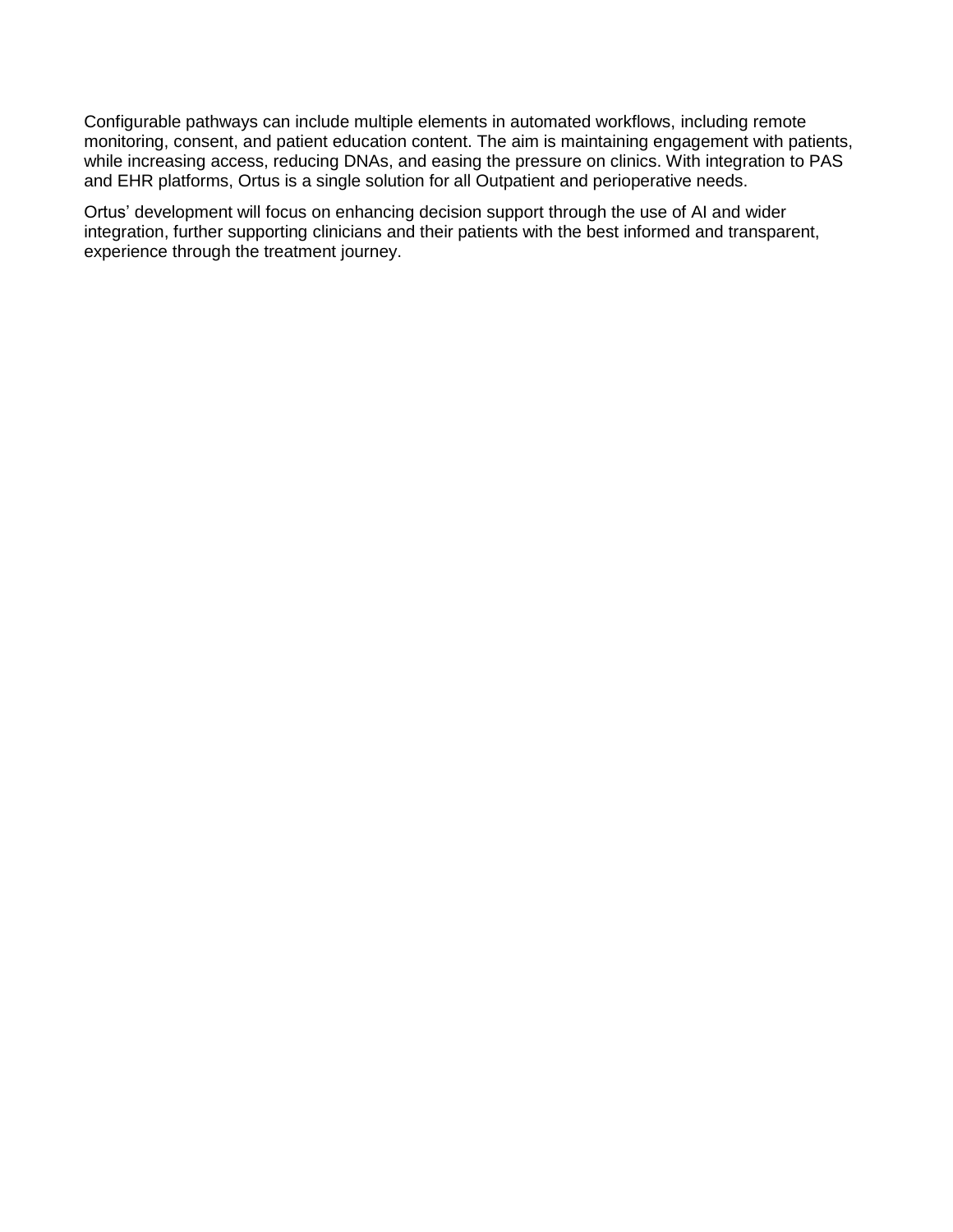Configurable pathways can include multiple elements in automated workflows, including remote monitoring, consent, and patient education content. The aim is maintaining engagement with patients, while increasing access, reducing DNAs, and easing the pressure on clinics. With integration to PAS and EHR platforms, Ortus is a single solution for all Outpatient and perioperative needs.

Ortus' development will focus on enhancing decision support through the use of AI and wider integration, further supporting clinicians and their patients with the best informed and transparent, experience through the treatment journey.